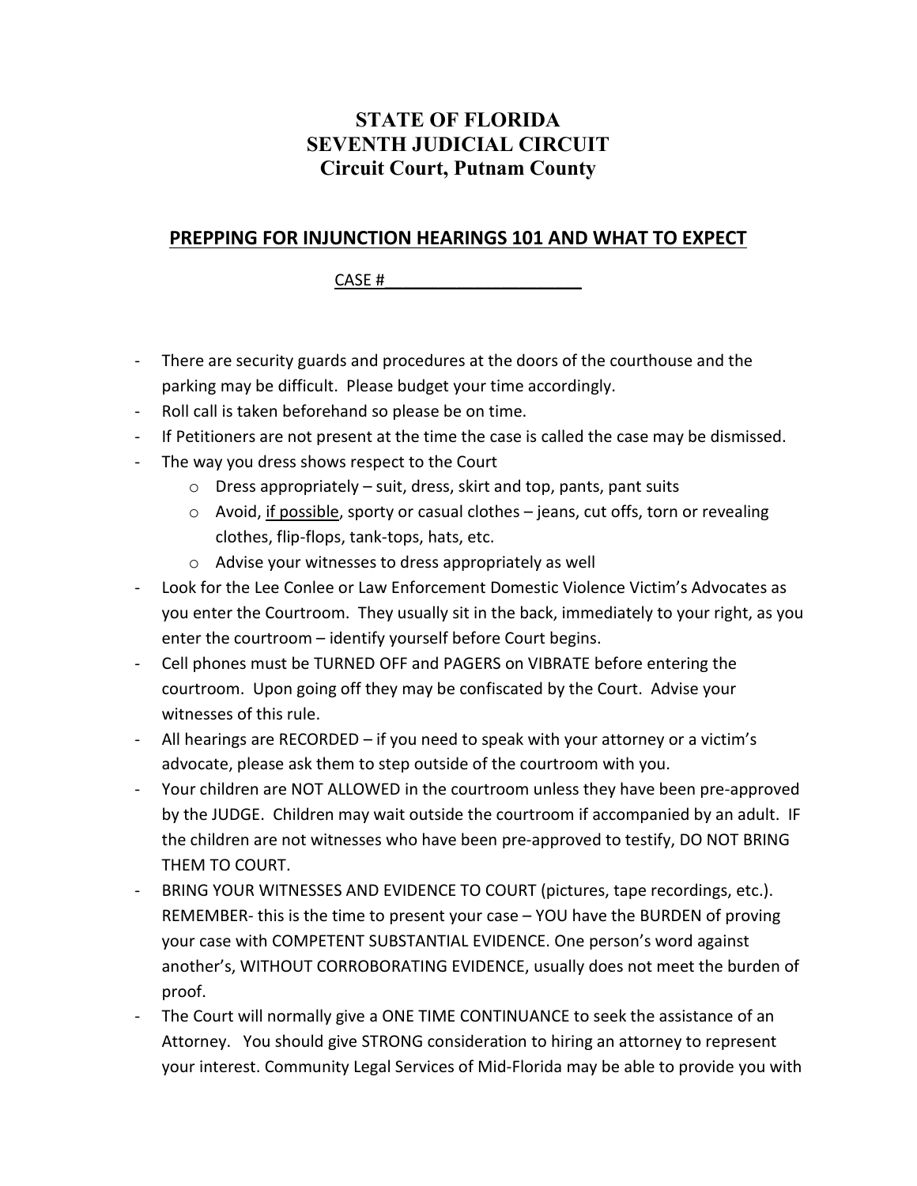# STATE OF FLORIDA
# SEVENTH JUDICIAL CIRCUIT
# Circuit Court, Putnam County

## PREPPING FOR INJUNCTION HEARINGS 101 AND WHAT TO EXPECT

CASE #______________________

- There are security guards and procedures at the doors of the courthouse and the parking may be difficult. Please budget your time accordingly.
- Roll call is taken beforehand so please be on time.
- If Petitioners are not present at the time the case is called the case may be dismissed.
- The way you dress shows respect to the Court
  - Dress appropriately – suit, dress, skirt and top, pants, pant suits
  - Avoid, <u>if possible</u>, sporty or casual clothes – jeans, cut offs, torn or revealing clothes, flip-flops, tank-tops, hats, etc.
  - Advise your witnesses to dress appropriately as well
- Look for the Lee Conlee or Law Enforcement Domestic Violence Victim's Advocates as you enter the Courtroom. They usually sit in the back, immediately to your right, as you enter the courtroom – identify yourself before Court begins.
- Cell phones must be TURNED OFF and PAGERS on VIBRATE before entering the courtroom. Upon going off they may be confiscated by the Court. Advise your witnesses of this rule.
- All hearings are RECORDED – if you need to speak with your attorney or a victim's advocate, please ask them to step outside of the courtroom with you.
- Your children are NOT ALLOWED in the courtroom unless they have been pre-approved by the JUDGE. Children may wait outside the courtroom if accompanied by an adult. IF the children are not witnesses who have been pre-approved to testify, DO NOT BRING THEM TO COURT.
- BRING YOUR WITNESSES AND EVIDENCE TO COURT (pictures, tape recordings, etc.). REMEMBER- this is the time to present your case – YOU have the BURDEN of proving your case with COMPETENT SUBSTANTIAL EVIDENCE. One person's word against another's, WITHOUT CORROBORATING EVIDENCE, usually does not meet the burden of proof.
- The Court will normally give a ONE TIME CONTINUANCE to seek the assistance of an Attorney. You should give STRONG consideration to hiring an attorney to represent your interest. Community Legal Services of Mid-Florida may be able to provide you with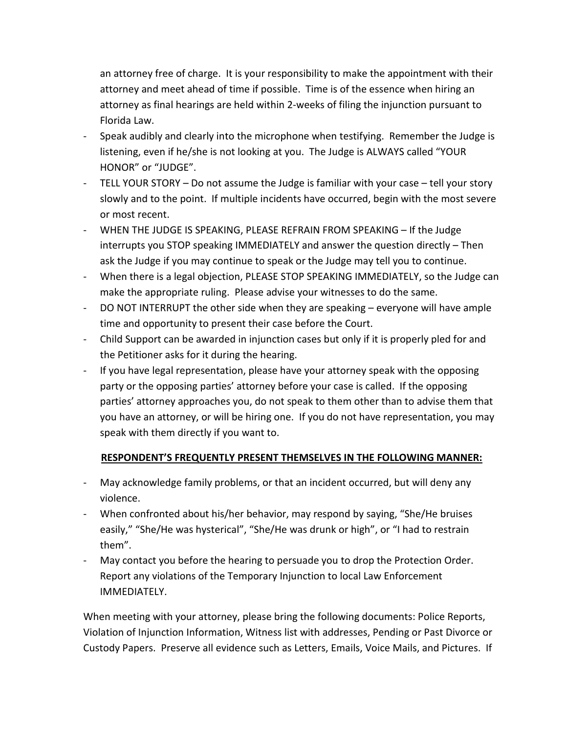an attorney free of charge. It is your responsibility to make the appointment with their attorney and meet ahead of time if possible. Time is of the essence when hiring an attorney as final hearings are held within 2-weeks of filing the injunction pursuant to Florida Law.

- Speak audibly and clearly into the microphone when testifying. Remember the Judge is listening, even if he/she is not looking at you. The Judge is ALWAYS called "YOUR HONOR" or "JUDGE".
- TELL YOUR STORY – Do not assume the Judge is familiar with your case – tell your story slowly and to the point. If multiple incidents have occurred, begin with the most severe or most recent.
- WHEN THE JUDGE IS SPEAKING, PLEASE REFRAIN FROM SPEAKING – If the Judge interrupts you STOP speaking IMMEDIATELY and answer the question directly – Then ask the Judge if you may continue to speak or the Judge may tell you to continue.
- When there is a legal objection, PLEASE STOP SPEAKING IMMEDIATELY, so the Judge can make the appropriate ruling. Please advise your witnesses to do the same.
- DO NOT INTERRUPT the other side when they are speaking – everyone will have ample time and opportunity to present their case before the Court.
- Child Support can be awarded in injunction cases but only if it is properly pled for and the Petitioner asks for it during the hearing.
- If you have legal representation, please have your attorney speak with the opposing party or the opposing parties' attorney before your case is called. If the opposing parties' attorney approaches you, do not speak to them other than to advise them that you have an attorney, or will be hiring one. If you do not have representation, you may speak with them directly if you want to.

**<u>RESPONDENT'S FREQUENTLY PRESENT THEMSELVES IN THE FOLLOWING MANNER:</u>**

- May acknowledge family problems, or that an incident occurred, but will deny any violence.
- When confronted about his/her behavior, may respond by saying, "She/He bruises easily," "She/He was hysterical", "She/He was drunk or high", or "I had to restrain them".
- May contact you before the hearing to persuade you to drop the Protection Order. Report any violations of the Temporary Injunction to local Law Enforcement IMMEDIATELY.

When meeting with your attorney, please bring the following documents: Police Reports, Violation of Injunction Information, Witness list with addresses, Pending or Past Divorce or Custody Papers. Preserve all evidence such as Letters, Emails, Voice Mails, and Pictures. If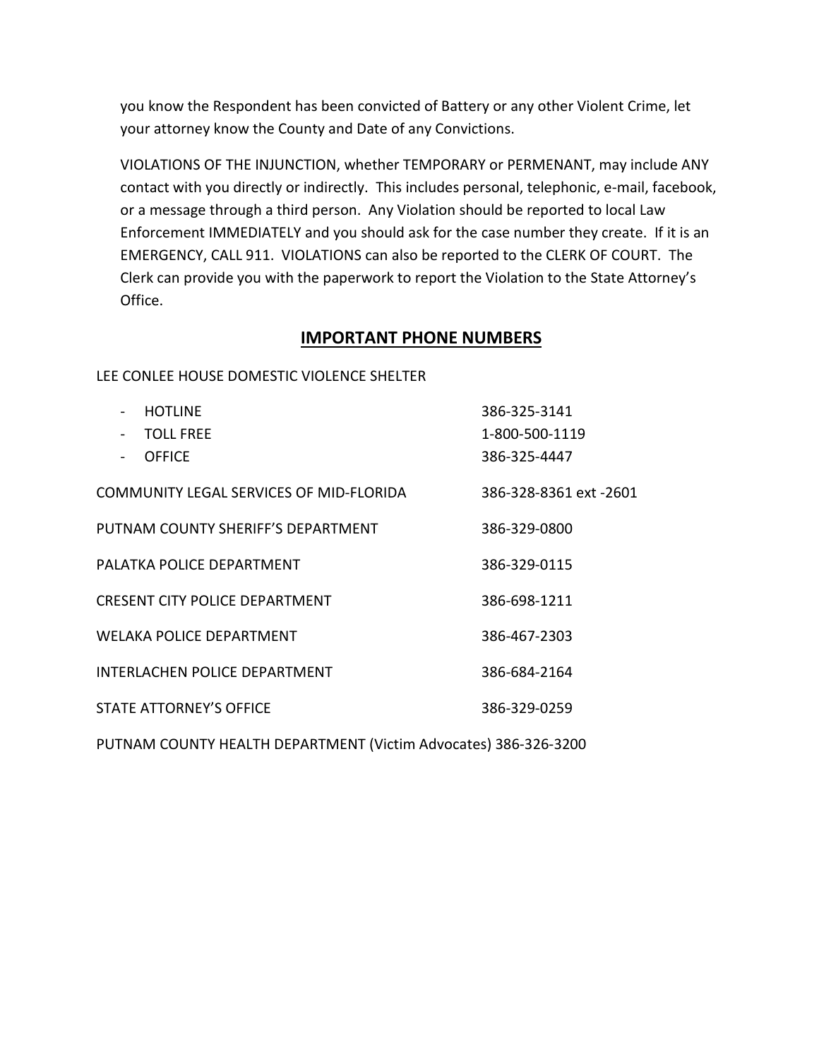you know the Respondent has been convicted of Battery or any other Violent Crime, let your attorney know the County and Date of any Convictions.

VIOLATIONS OF THE INJUNCTION, whether TEMPORARY or PERMENANT, may include ANY contact with you directly or indirectly. This includes personal, telephonic, e-mail, facebook, or a message through a third person. Any Violation should be reported to local Law Enforcement IMMEDIATELY and you should ask for the case number they create. If it is an EMERGENCY, CALL 911. VIOLATIONS can also be reported to the CLERK OF COURT. The Clerk can provide you with the paperwork to report the Violation to the State Attorney's Office.

## IMPORTANT PHONE NUMBERS

LEE CONLEE HOUSE DOMESTIC VIOLENCE SHELTER

- HOTLINE 386-325-3141
- TOLL FREE 1-800-500-1119
- OFFICE 386-325-4447

COMMUNITY LEGAL SERVICES OF MID-FLORIDA 386-328-8361 ext -2601

PUTNAM COUNTY SHERIFF'S DEPARTMENT 386-329-0800

PALATKA POLICE DEPARTMENT 386-329-0115

CRESENT CITY POLICE DEPARTMENT 386-698-1211

WELAKA POLICE DEPARTMENT 386-467-2303

INTERLACHEN POLICE DEPARTMENT 386-684-2164

STATE ATTORNEY'S OFFICE 386-329-0259

PUTNAM COUNTY HEALTH DEPARTMENT (Victim Advocates) 386-326-3200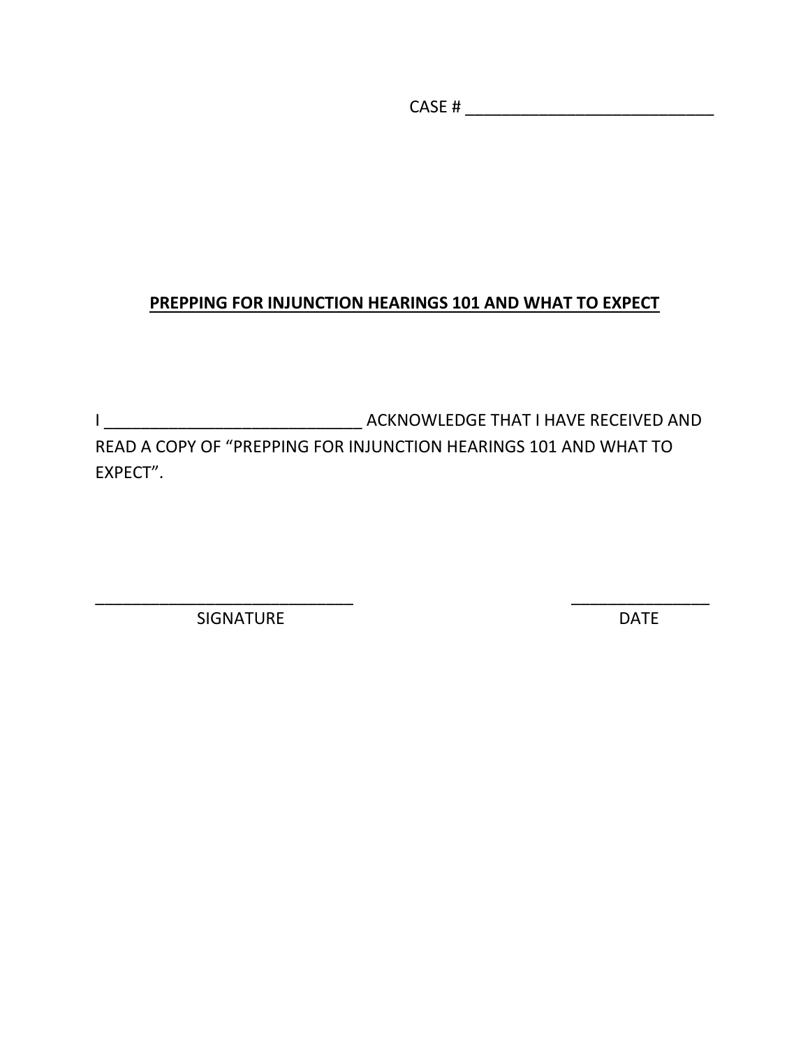CASE # ____________________________

**PREPPING FOR INJUNCTION HEARINGS 101 AND WHAT TO EXPECT**

I ____________________________ ACKNOWLEDGE THAT I HAVE RECEIVED AND READ A COPY OF "PREPPING FOR INJUNCTION HEARINGS 101 AND WHAT TO EXPECT".

_____________________________ SIGNATURE

_______________ DATE